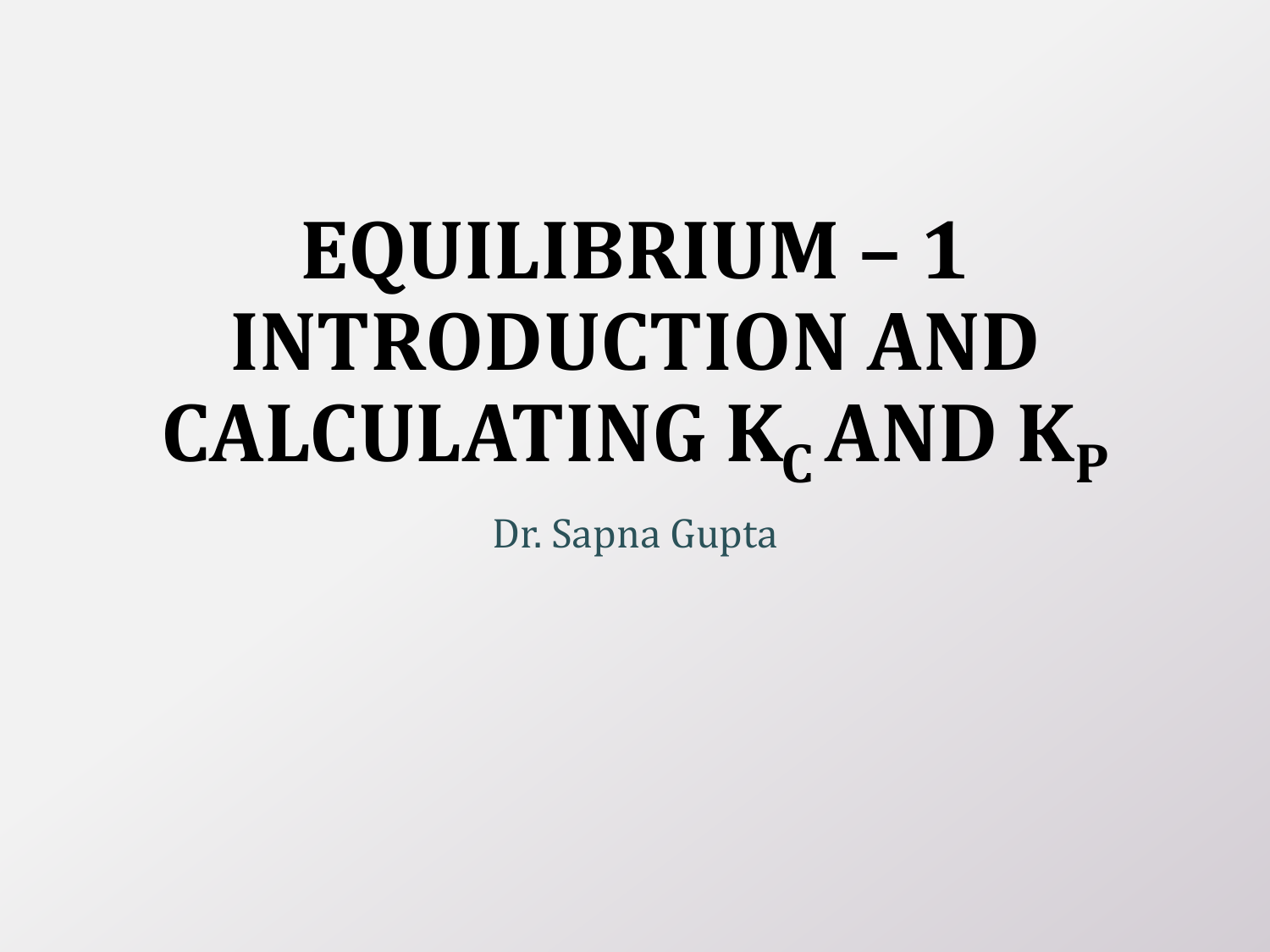# EQUILIBRIUM – 1 INTRODUCTION AND CALCULATING $K_C$ AND $K_P$

Dr. Sapna Gupta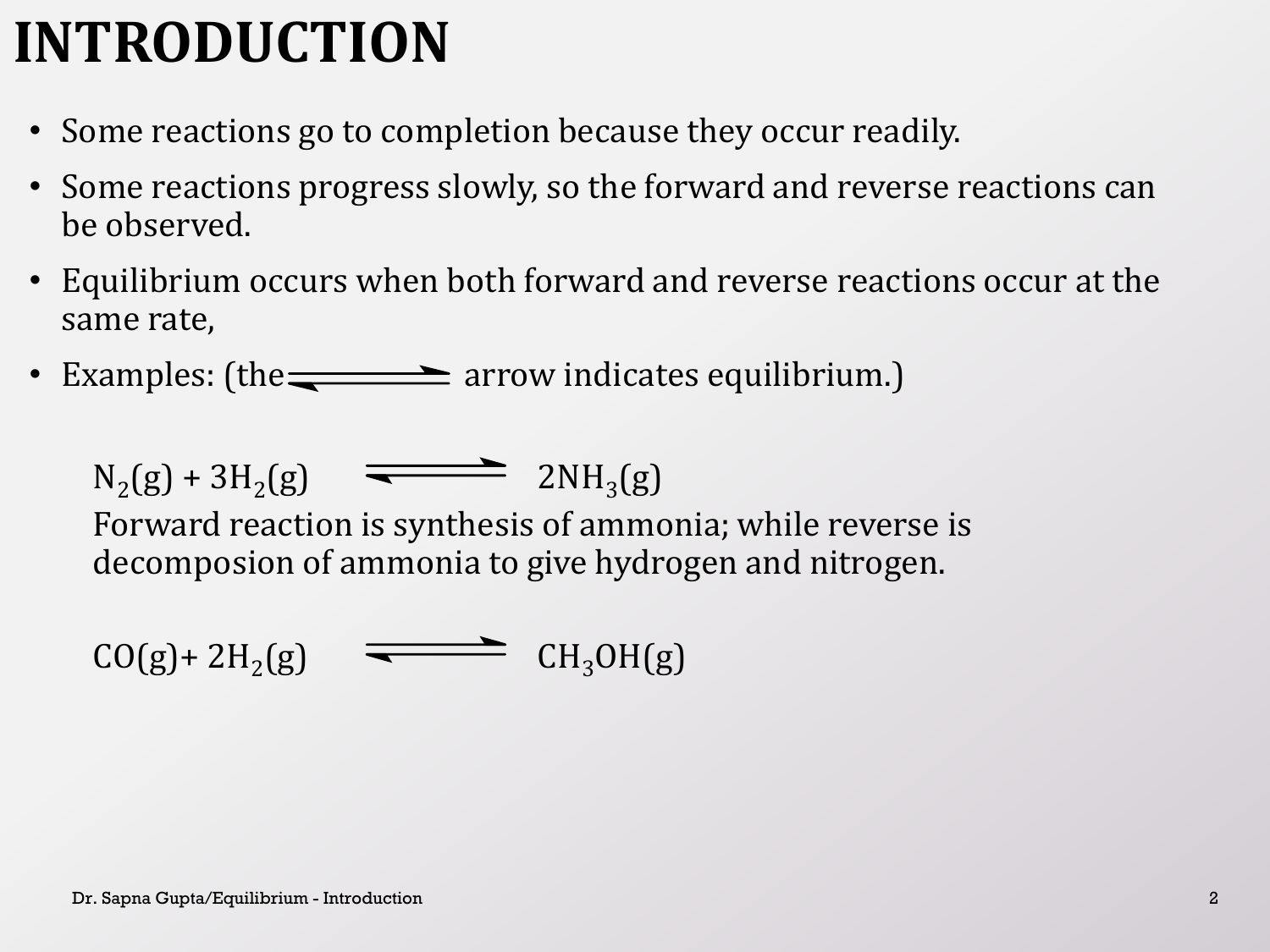# INTRODUCTION

- Some reactions go to completion because they occur readily.
- Some reactions progress slowly, so the forward and reverse reactions can be observed.
- Equilibrium occurs when both forward and reverse reactions occur at the same rate,
- Examples: (the $\rightleftharpoons$ arrow indicates equilibrium.)

$$N_2(g) + 3H_2(g) \rightleftharpoons 2NH_3(g)$$

Forward reaction is synthesis of ammonia; while reverse is decomposion of ammonia to give hydrogen and nitrogen.

$$CO(g) + 2H_2(g) \rightleftharpoons CH_3OH(g)$$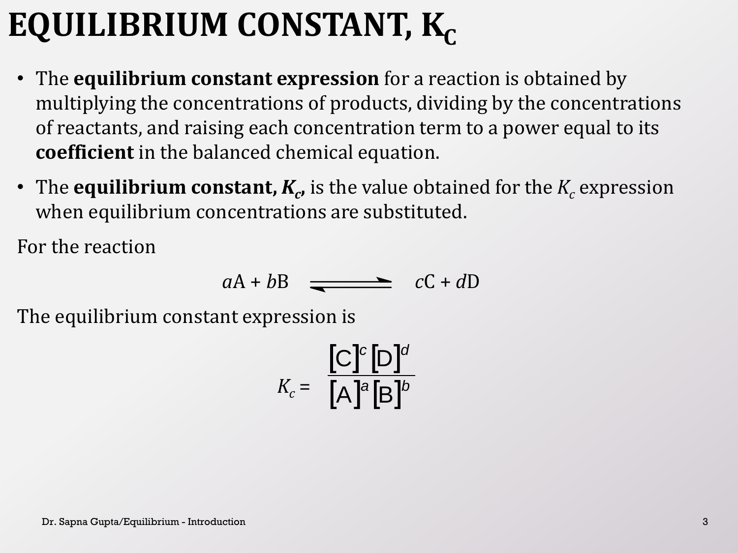# EQUILIBRIUM CONSTANT, $K_C$

- The **equilibrium constant expression** for a reaction is obtained by multiplying the concentrations of products, dividing by the concentrations of reactants, and raising each concentration term to a power equal to its **coefficient** in the balanced chemical equation.
- The **equilibrium constant, $K_c$,** is the value obtained for the $K_c$ expression when equilibrium concentrations are substituted.

For the reaction

$$aA + bB \rightleftharpoons cC + dD$$

The equilibrium constant expression is

$$K_c = \frac{[C]^c[D]^d}{[A]^a[B]^b}$$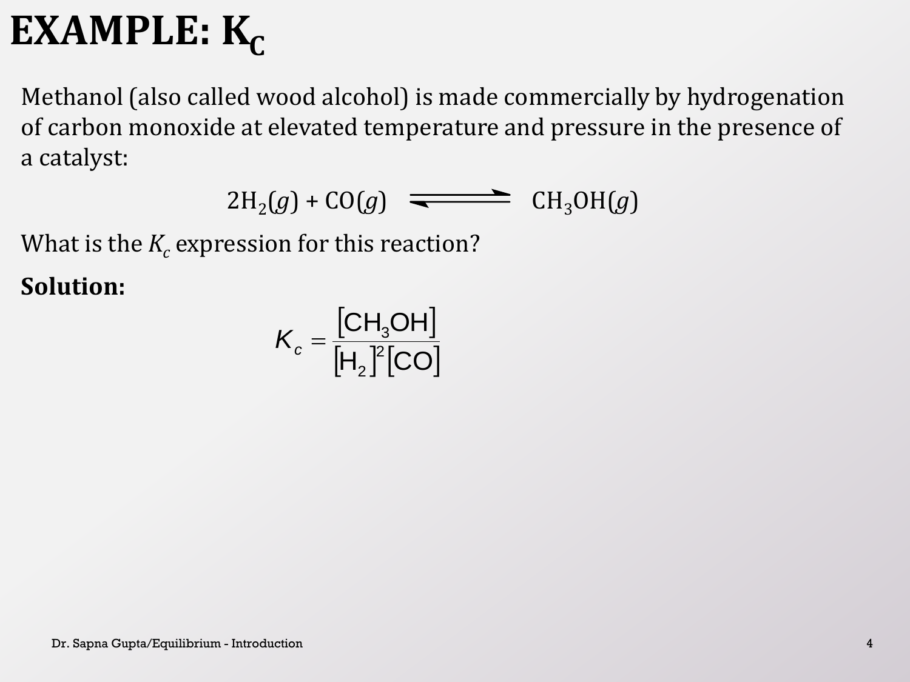# EXAMPLE: $K_C$

Methanol (also called wood alcohol) is made commercially by hydrogenation of carbon monoxide at elevated temperature and pressure in the presence of a catalyst:

$$2H_2(g) + CO(g) \rightleftharpoons CH_3OH(g)$$

What is the $K_c$ expression for this reaction?

**Solution:**

$$K_c = \frac{[CH_3OH]}{[H_2]^2[CO]}$$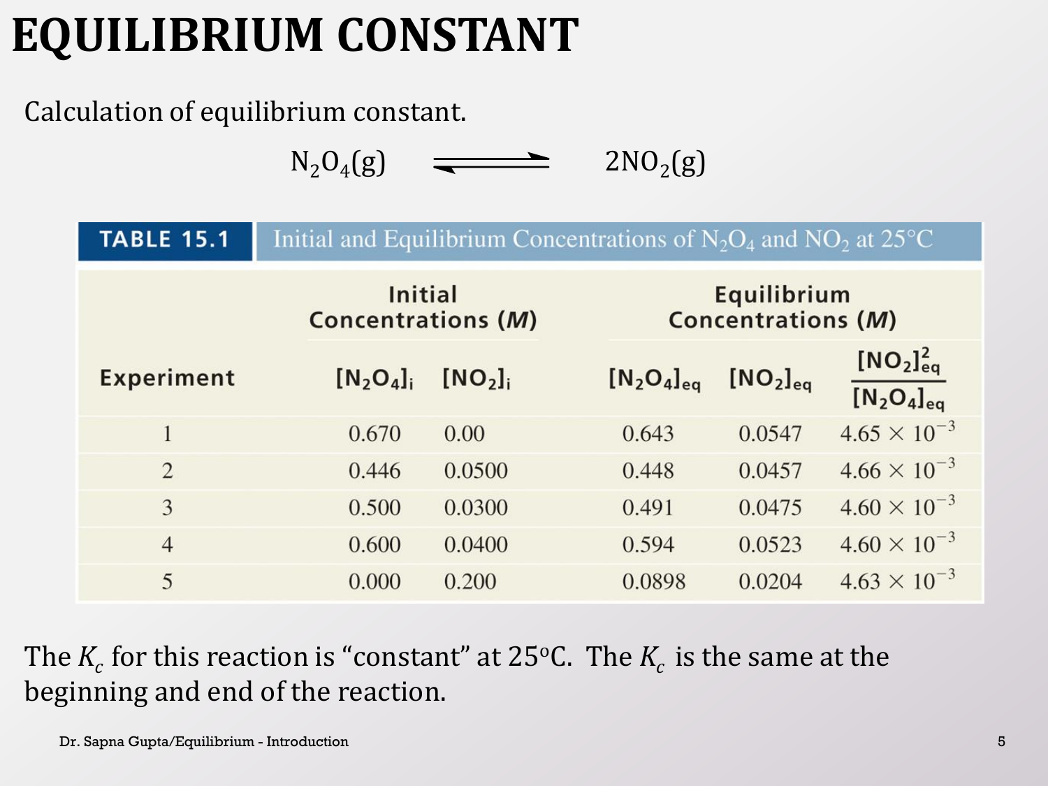# EQUILIBRIUM CONSTANT

Calculation of equilibrium constant.

$$N_2O_4(g) \rightleftharpoons 2NO_2(g)$$

**TABLE 15.1** Initial and Equilibrium Concentrations of $N_2O_4$ and $NO_2$ at 25°C

| Experiment | Initial Concentrations (*M*) | | Equilibrium Concentrations (*M*) | | |
|---|---|---|---|---|---|
| | $[N_2O_4]_i$ | $[NO_2]_i$ | $[N_2O_4]_{eq}$ | $[NO_2]_{eq}$ | $\frac{[NO_2]^2_{eq}}{[N_2O_4]_{eq}}$ |
| 1 | 0.670 | 0.00 | 0.643 | 0.0547 | $4.65 \times 10^{-3}$ |
| 2 | 0.446 | 0.0500 | 0.448 | 0.0457 | $4.66 \times 10^{-3}$ |
| 3 | 0.500 | 0.0300 | 0.491 | 0.0475 | $4.60 \times 10^{-3}$ |
| 4 | 0.600 | 0.0400 | 0.594 | 0.0523 | $4.60 \times 10^{-3}$ |
| 5 | 0.000 | 0.200 | 0.0898 | 0.0204 | $4.63 \times 10^{-3}$ |

The $K_c$ for this reaction is "constant" at 25°C. The $K_c$ is the same at the beginning and end of the reaction.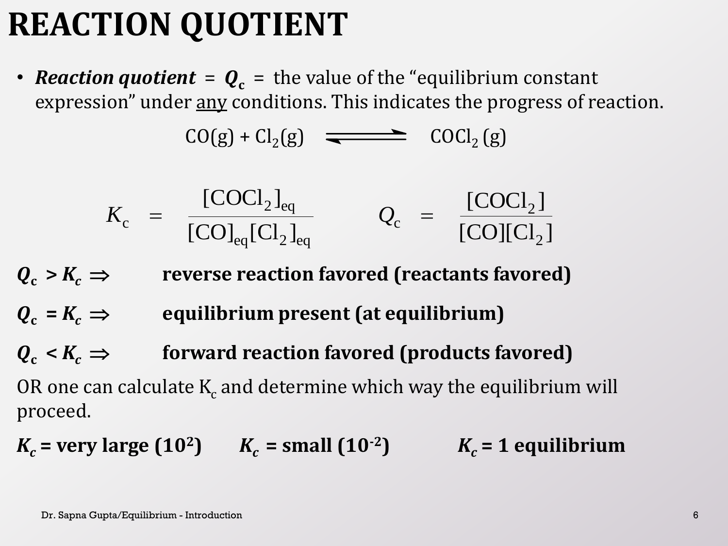# REACTION QUOTIENT

- ***Reaction quotient*** = $\boldsymbol{Q_c}$ = the value of the "equilibrium constant expression" under <u>any</u> conditions. This indicates the progress of reaction.

$$CO(g) + Cl_2(g) \rightleftharpoons COCl_2\,(g)$$

$$K_c = \frac{[COCl_2]_{eq}}{[CO]_{eq}[Cl_2]_{eq}} \qquad Q_c = \frac{[COCl_2]}{[CO][Cl_2]}$$

$\boldsymbol{Q_c > K_c \Rightarrow}$ **reverse reaction favored (reactants favored)**

$\boldsymbol{Q_c = K_c \Rightarrow}$ **equilibrium present (at equilibrium)**

$\boldsymbol{Q_c < K_c \Rightarrow}$ **forward reaction favored (products favored)**

OR one can calculate $K_c$ and determine which way the equilibrium will proceed.

$\boldsymbol{K_c}$ **= very large ($\boldsymbol{10^2}$)** $\boldsymbol{K_c}$ **= small ($\boldsymbol{10^{-2}}$)** $\boldsymbol{K_c}$ **= 1 equilibrium**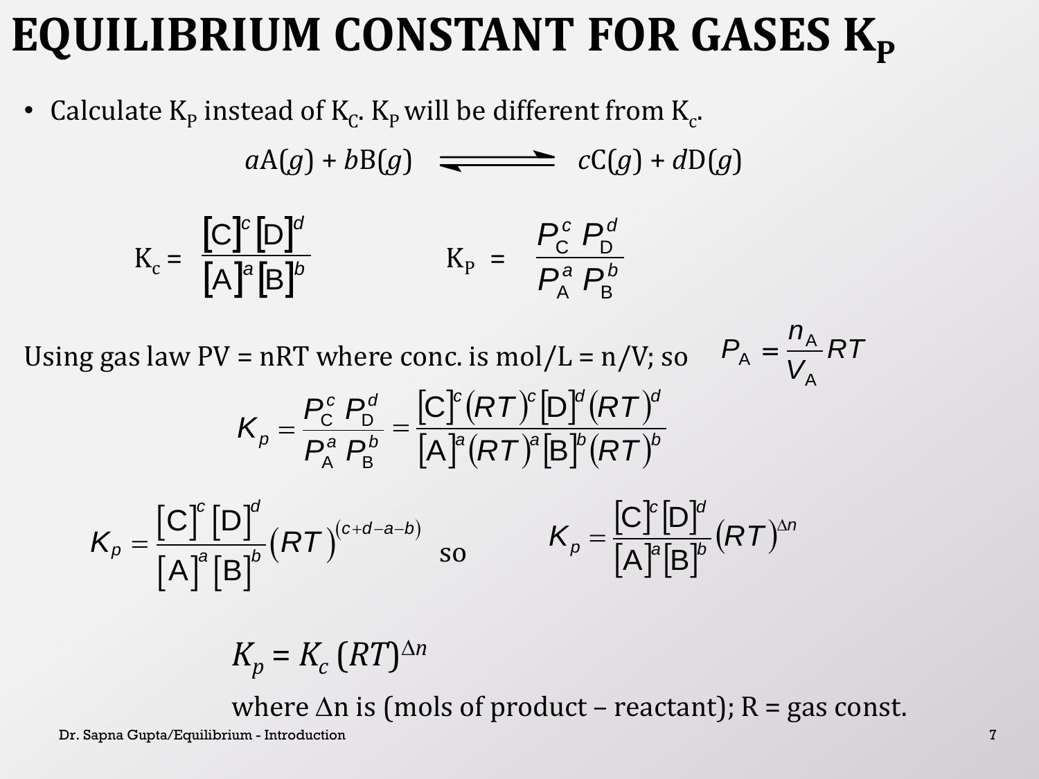# EQUILIBRIUM CONSTANT FOR GASES $K_P$

- Calculate $K_P$ instead of $K_C$. $K_P$ will be different from $K_c$.

$$a\mathrm{A}(g) + b\mathrm{B}(g) \rightleftharpoons c\mathrm{C}(g) + d\mathrm{D}(g)$$

$$K_c = \frac{[\mathrm{C}]^c[\mathrm{D}]^d}{[\mathrm{A}]^a[\mathrm{B}]^b} \qquad K_P = \frac{P_\mathrm{C}^c\,P_\mathrm{D}^d}{P_\mathrm{A}^a\,P_\mathrm{B}^b}$$

Using gas law PV = nRT where conc. is mol/L = n/V; so $P_\mathrm{A} = \frac{n_\mathrm{A}}{V_\mathrm{A}}RT$

$$K_p = \frac{P_\mathrm{C}^c\,P_\mathrm{D}^d}{P_\mathrm{A}^a\,P_\mathrm{B}^b} = \frac{[\mathrm{C}]^c(RT)^c[\mathrm{D}]^d(RT)^d}{[\mathrm{A}]^a(RT)^a[\mathrm{B}]^b(RT)^b}$$

$$K_p = \frac{[\mathrm{C}]^c[\mathrm{D}]^d}{[\mathrm{A}]^a[\mathrm{B}]^b}(RT)^{(c+d-a-b)} \quad \text{so} \quad K_p = \frac{[\mathrm{C}]^c[\mathrm{D}]^d}{[\mathrm{A}]^a[\mathrm{B}]^b}(RT)^{\Delta n}$$

$$K_p = K_c\,(RT)^{\Delta n}$$

where $\Delta$n is (mols of product – reactant); R = gas const.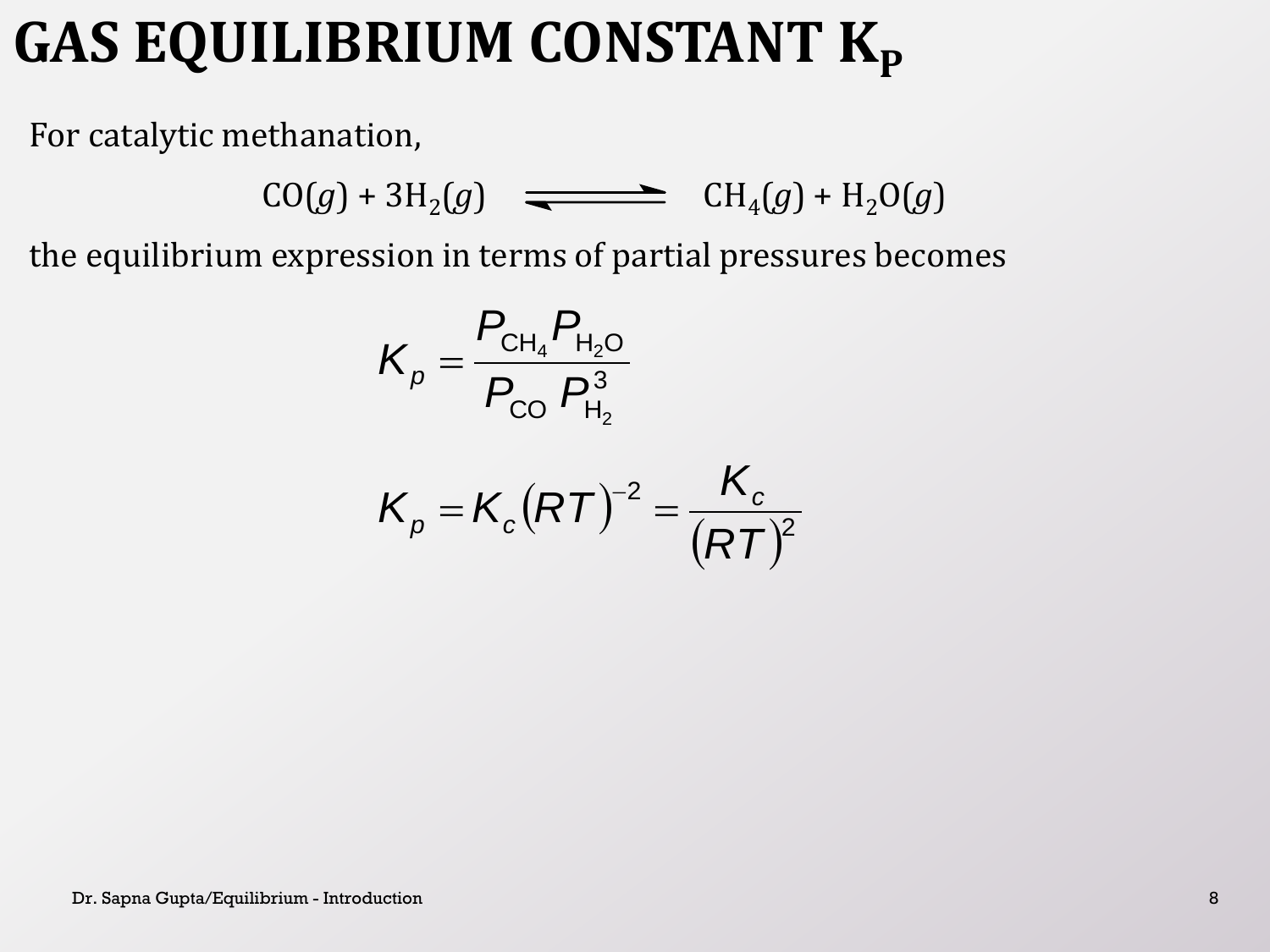# GAS EQUILIBRIUM CONSTANT $K_P$

For catalytic methanation,

$$CO(g) + 3H_2(g) \rightleftharpoons CH_4(g) + H_2O(g)$$

the equilibrium expression in terms of partial pressures becomes

$$K_p = \frac{P_{CH_4} P_{H_2O}}{P_{CO}\, P_{H_2}^3}$$

$$K_p = K_c (RT)^{-2} = \frac{K_c}{(RT)^2}$$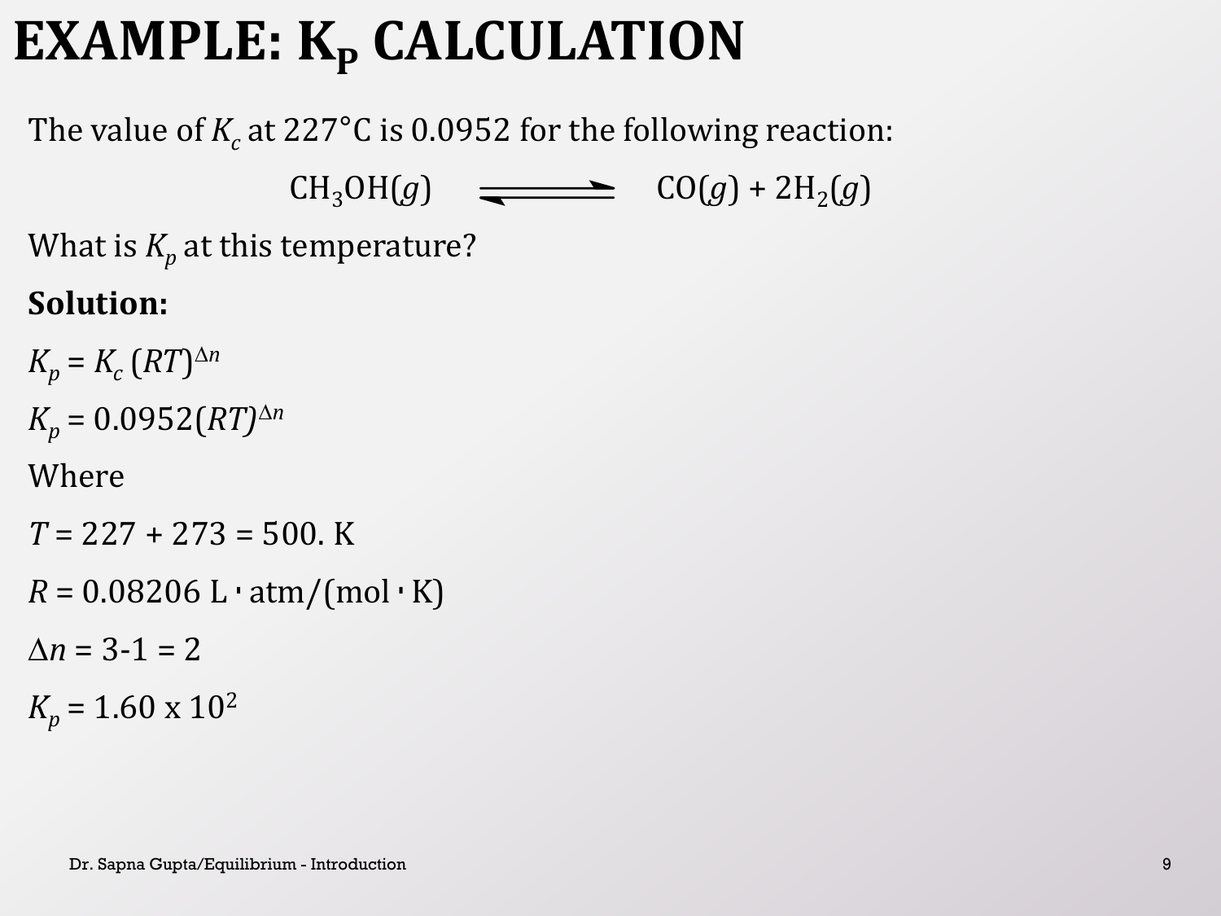# EXAMPLE: $K_P$ CALCULATION

The value of $K_c$ at 227°C is 0.0952 for the following reaction:

$$CH_3OH(g) \rightleftharpoons CO(g) + 2H_2(g)$$

What is $K_p$ at this temperature?

**Solution:**

$K_p = K_c\,(RT)^{\Delta n}$

$K_p = 0.0952(RT)^{\Delta n}$

Where

$T = 227 + 273 = 500.$ K

$R = 0.08206$ L · atm/(mol · K)

$\Delta n = 3\text{-}1 = 2$

$K_p = 1.60 \times 10^2$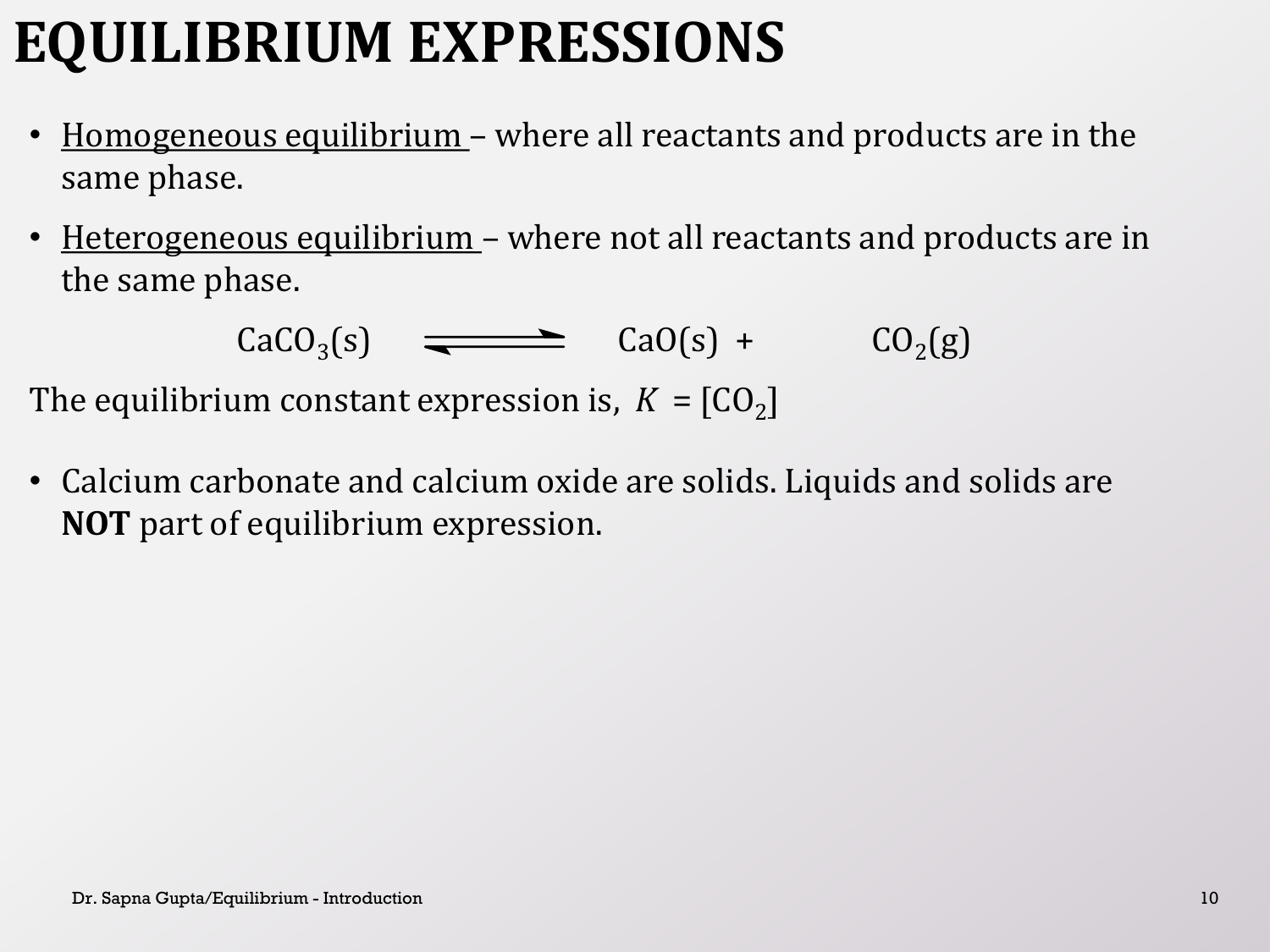# EQUILIBRIUM EXPRESSIONS

- Homogeneous equilibrium – where all reactants and products are in the same phase.
- Heterogeneous equilibrium – where not all reactants and products are in the same phase.

$$CaCO_3(s) \rightleftharpoons CaO(s) + CO_2(g)$$

The equilibrium constant expression is, $K = [CO_2]$

- Calcium carbonate and calcium oxide are solids. Liquids and solids are **NOT** part of equilibrium expression.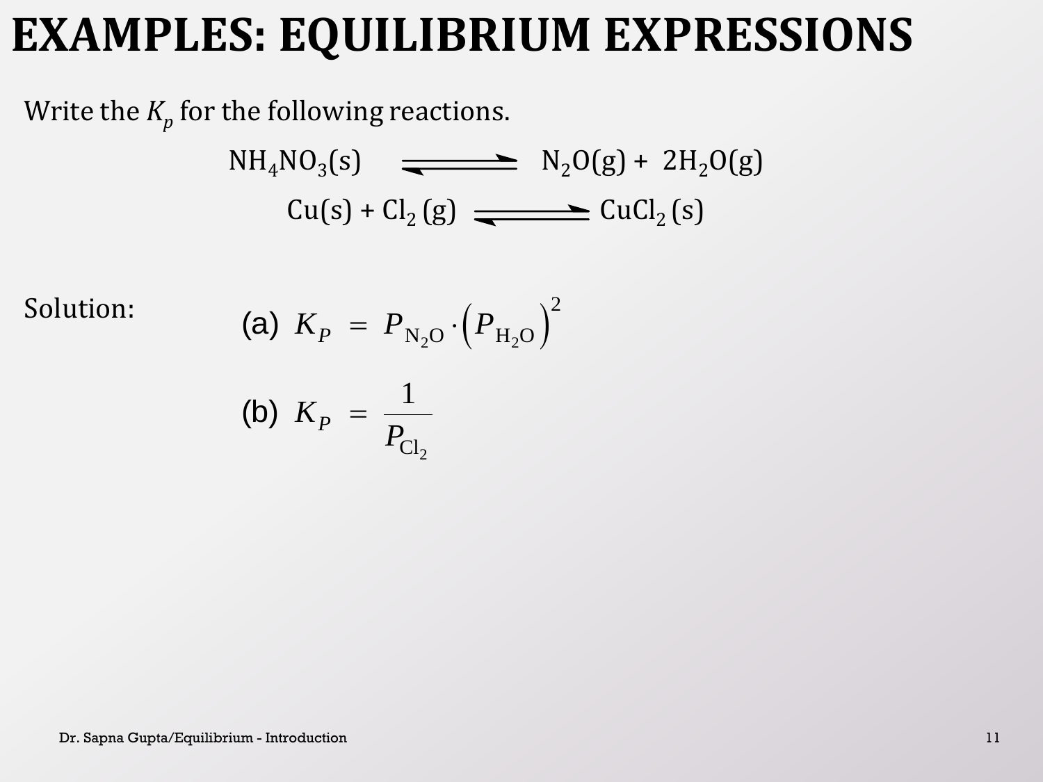# EXAMPLES: EQUILIBRIUM EXPRESSIONS

Write the $K_p$ for the following reactions.

$$NH_4NO_3(s) \rightleftharpoons N_2O(g) + 2H_2O(g)$$

$$Cu(s) + Cl_2(g) \rightleftharpoons CuCl_2(s)$$

Solution:

(a) $K_P = P_{N_2O} \cdot \left(P_{H_2O}\right)^2$

(b) $K_P = \dfrac{1}{P_{Cl_2}}$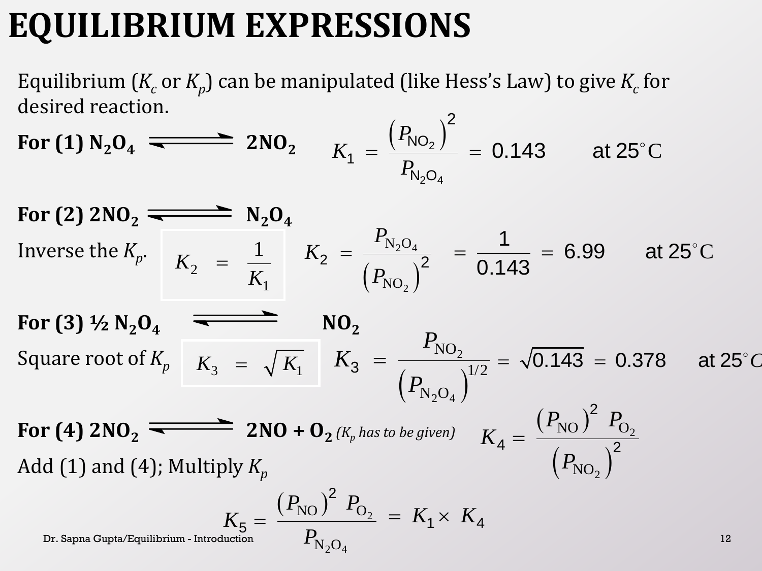# EQUILIBRIUM EXPRESSIONS

Equilibrium ($K_c$ or $K_p$) can be manipulated (like Hess's Law) to give $K_c$ for desired reaction.

**For (1) $N_2O_4 \rightleftharpoons 2NO_2$**

$$K_1 = \frac{\left(P_{NO_2}\right)^2}{P_{N_2O_4}} = 0.143 \quad \text{at } 25^\circ C$$

**For (2) $2NO_2 \rightleftharpoons N_2O_4$**

Inverse the $K_p$.

$$K_2 = \frac{1}{K_1}$$

$$K_2 = \frac{P_{N_2O_4}}{\left(P_{NO_2}\right)^2} = \frac{1}{0.143} = 6.99 \quad \text{at } 25^\circ C$$

**For (3) ½ $N_2O_4 \rightleftharpoons NO_2$**

Square root of $K_p$

$$K_3 = \sqrt{K_1}$$

$$K_3 = \frac{P_{NO_2}}{\left(P_{N_2O_4}\right)^{1/2}} = \sqrt{0.143} = 0.378 \quad \text{at } 25^\circ C$$

**For (4) $2NO_2 \rightleftharpoons 2NO + O_2$** *($K_p$ has to be given)*

$$K_4 = \frac{\left(P_{NO}\right)^2 \; P_{O_2}}{\left(P_{NO_2}\right)^2}$$

Add (1) and (4); Multiply $K_p$

$$K_5 = \frac{\left(P_{NO}\right)^2 \; P_{O_2}}{P_{N_2O_4}} = K_1 \times K_4$$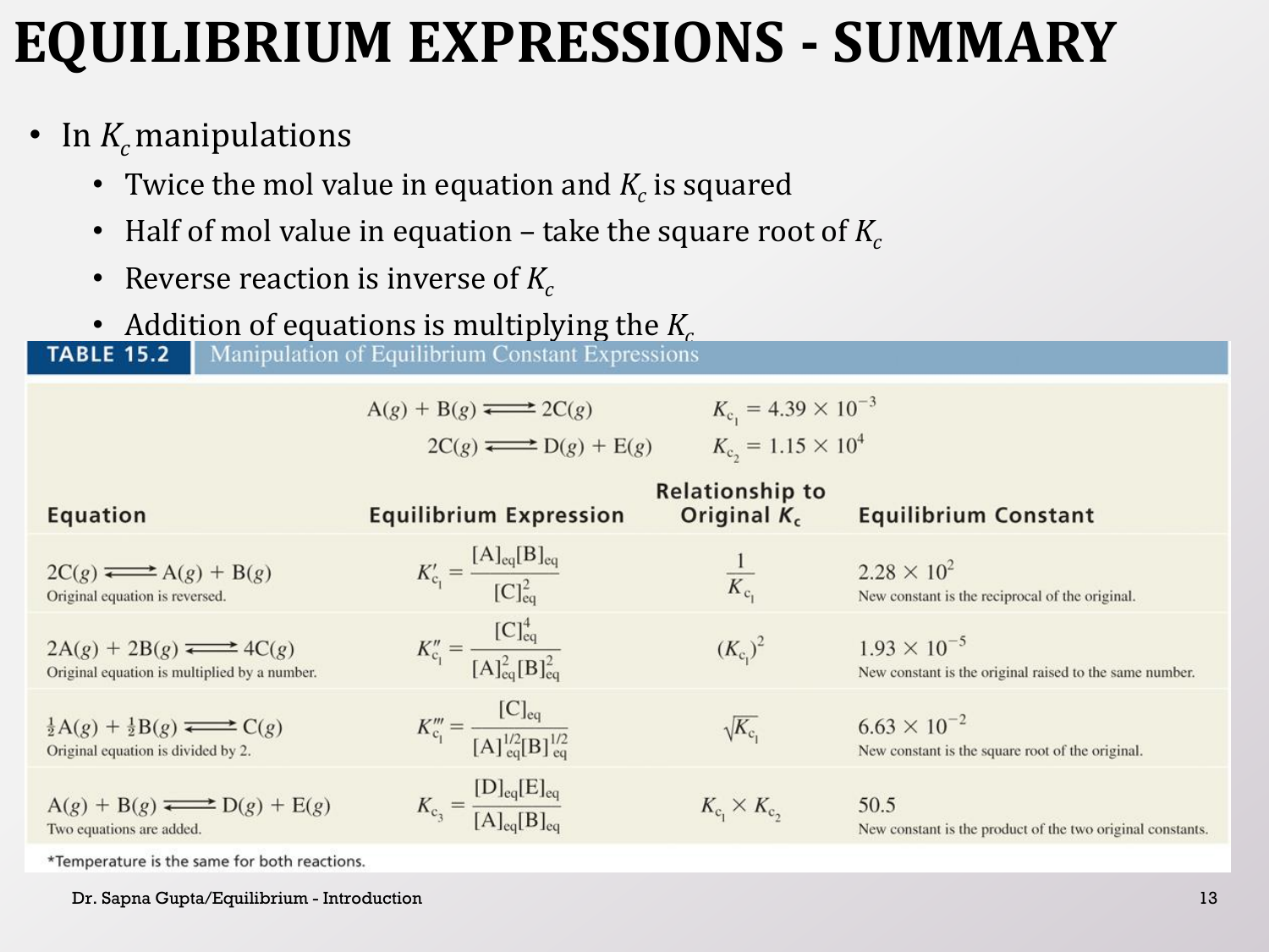# EQUILIBRIUM EXPRESSIONS - SUMMARY

- In $K_c$ manipulations
  - Twice the mol value in equation and $K_c$ is squared
  - Half of mol value in equation – take the square root of $K_c$
  - Reverse reaction is inverse of $K_c$
  - Addition of equations is multiplying the $K_c$

**TABLE 15.2** Manipulation of Equilibrium Constant Expressions

$$A(g) + B(g) \rightleftharpoons 2C(g) \qquad K_{c_1} = 4.39 \times 10^{-3}$$

$$2C(g) \rightleftharpoons D(g) + E(g) \qquad K_{c_2} = 1.15 \times 10^{4}$$

| Equation | Equilibrium Expression | Relationship to Original $K_c$ | Equilibrium Constant |
|---|---|---|---|
| $2C(g) \rightleftharpoons A(g) + B(g)$ Original equation is reversed. | $K'_{c_1} = \dfrac{[A]_{eq}[B]_{eq}}{[C]^2_{eq}}$ | $\dfrac{1}{K_{c_1}}$ | $2.28 \times 10^{2}$ New constant is the reciprocal of the original. |
| $2A(g) + 2B(g) \rightleftharpoons 4C(g)$ Original equation is multiplied by a number. | $K''_{c_1} = \dfrac{[C]^4_{eq}}{[A]^2_{eq}[B]^2_{eq}}$ | $(K_{c_1})^2$ | $1.93 \times 10^{-5}$ New constant is the original raised to the same number. |
| $\frac{1}{2}A(g) + \frac{1}{2}B(g) \rightleftharpoons C(g)$ Original equation is divided by 2. | $K'''_{c_1} = \dfrac{[C]_{eq}}{[A]^{1/2}_{eq}[B]^{1/2}_{eq}}$ | $\sqrt{K_{c_1}}$ | $6.63 \times 10^{-2}$ New constant is the square root of the original. |
| $A(g) + B(g) \rightleftharpoons D(g) + E(g)$ Two equations are added. | $K_{c_3} = \dfrac{[D]_{eq}[E]_{eq}}{[A]_{eq}[B]_{eq}}$ | $K_{c_1} \times K_{c_2}$ | 50.5 New constant is the product of the two original constants. |

*Temperature is the same for both reactions.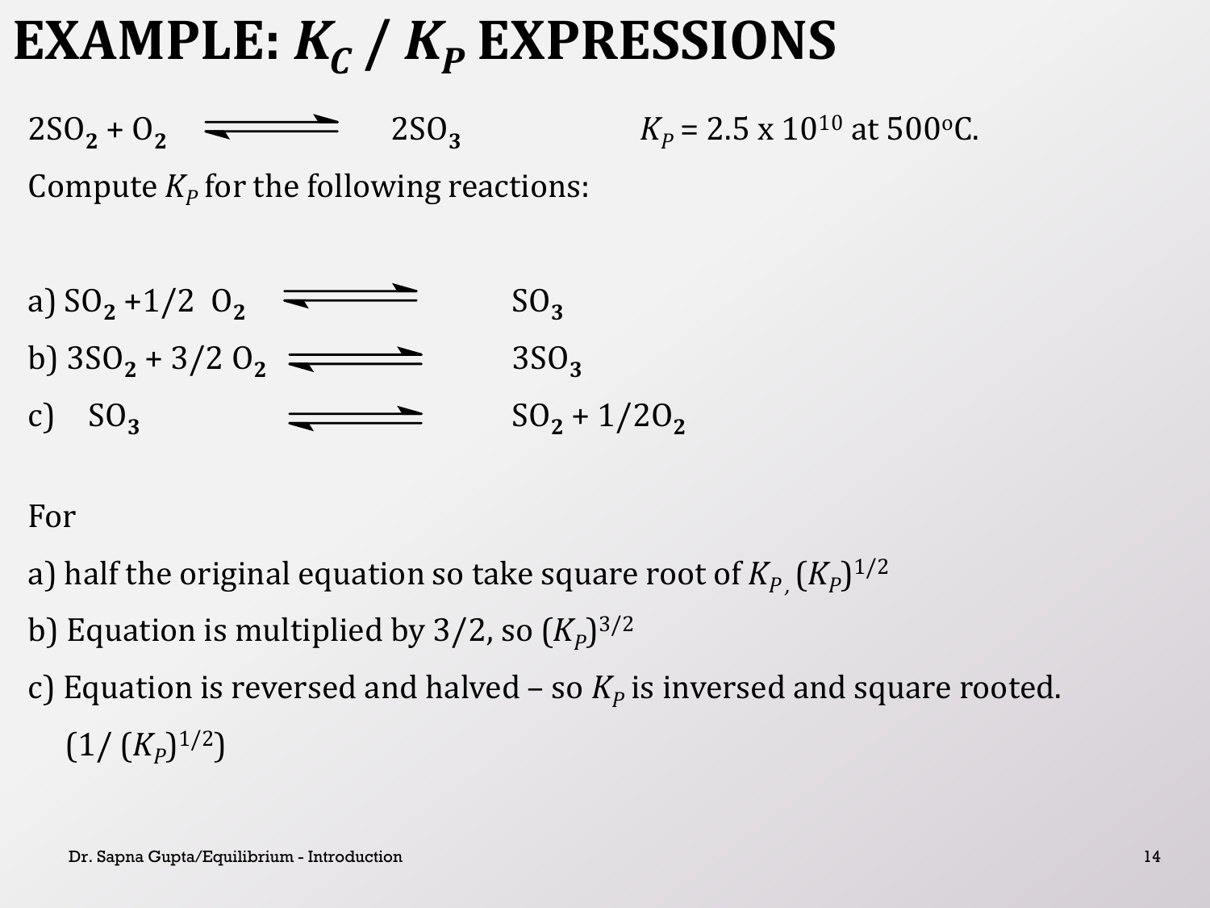# EXAMPLE: $K_C$ / $K_P$ EXPRESSIONS

$2SO_2 + O_2 \rightleftharpoons 2SO_3$ $K_P = 2.5 \times 10^{10}$ at 500°C.

Compute $K_P$ for the following reactions:

a) $SO_2 + 1/2\ O_2 \rightleftharpoons SO_3$

b) $3SO_2 + 3/2\ O_2 \rightleftharpoons 3SO_3$

c) $SO_3 \rightleftharpoons SO_2 + 1/2 O_2$

For

a) half the original equation so take square root of $K_P$, $(K_P)^{1/2}$

b) Equation is multiplied by 3/2, so $(K_P)^{3/2}$

c) Equation is reversed and halved – so $K_P$ is inversed and square rooted.

$(1/ (K_P)^{1/2})$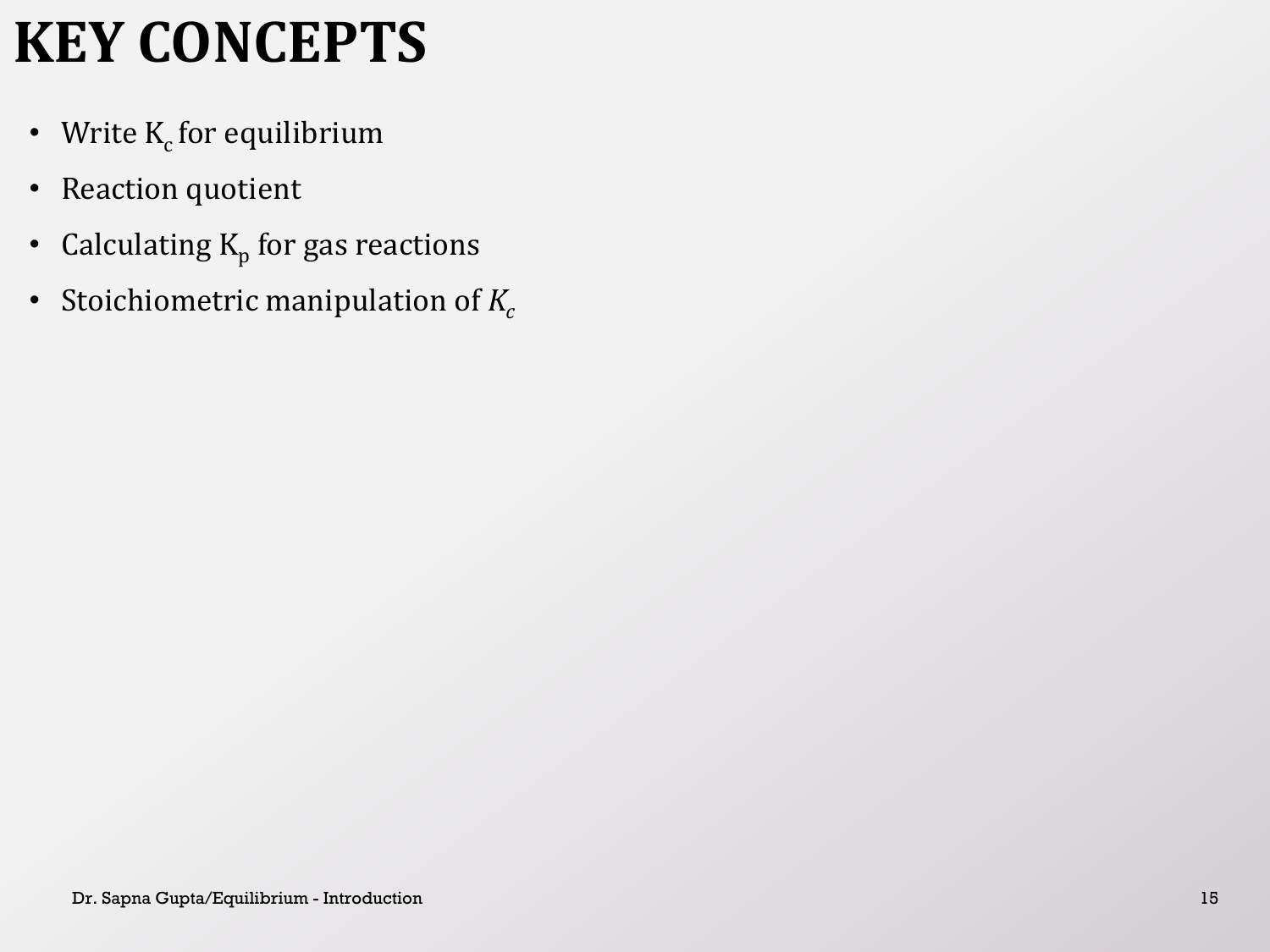# KEY CONCEPTS

- Write $K_c$ for equilibrium
- Reaction quotient
- Calculating $K_p$ for gas reactions
- Stoichiometric manipulation of $K_c$